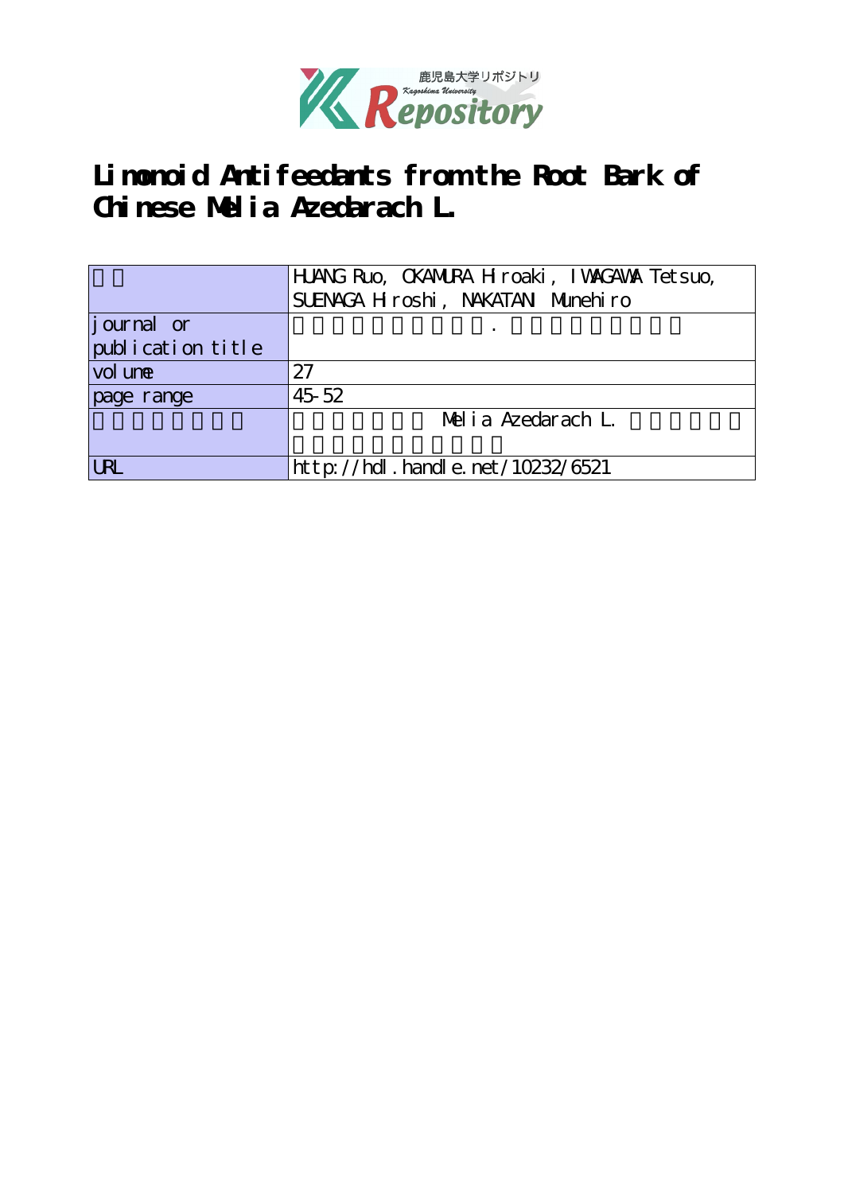# Limonoid Antifeedants from the Root Bark of Chinese Melia Azedarach L.

| | |
|---|---|
| | HUANG Ruo, OKAMURA Hiroaki, IWAGAWA Tetsuo, SUENAGA Hiroshi, NAKATANI Munehiro |
| journal or publication title | . |
| volume | 27 |
| page range | 45-52 |
| | Melia Azedarach L. |
| URL | http://hdl.handle.net/10232/6521 |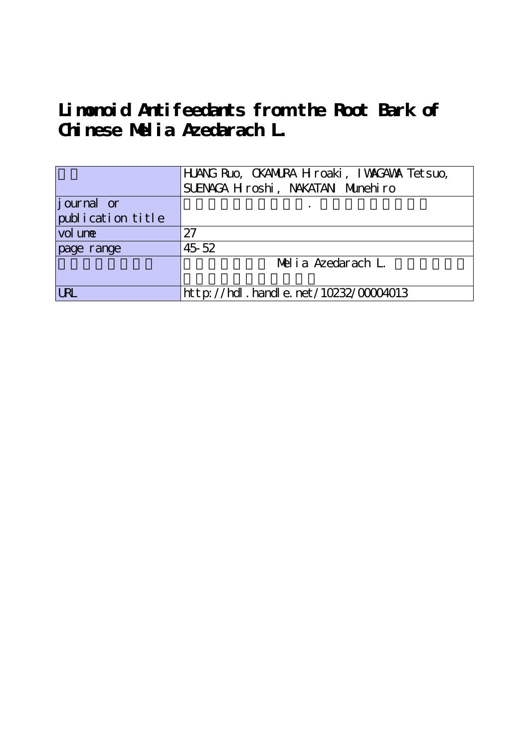# Limonoid Antifeedants from the Root Bark of Chinese Melia Azedarach L.

| | |
|---|---|
| 著者 | HUANG Ruo, OKAMURA Hiroaki, IWAGAWA Tetsuo, SUENAGA Hiroshi, NAKATANI Munehiro |
| journal or publication title | . |
| volume | 27 |
| page range | 45-52 |
| | Melia Azedarach L. |
| URL | http://hdl.handle.net/10232/00004013 |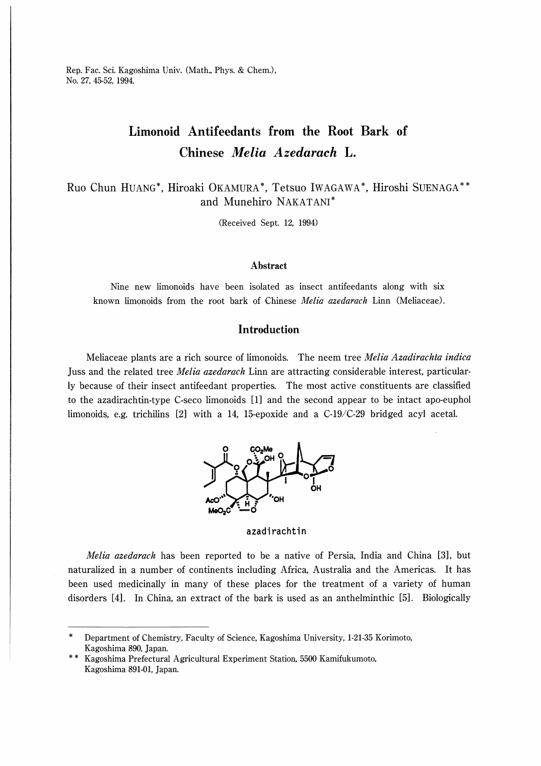# Limonoid Antifeedants from the Root Bark of Chinese *Melia Azedarach* L.

Ruo Chun HUANG*, Hiroaki OKAMURA*, Tetsuo IWAGAWA*, Hiroshi SUENAGA** and Munehiro NAKATANI*

(Received Sept. 12, 1994)

## Abstract

Nine new limonoids have been isolated as insect antifeedants along with six known limonoids from the root bark of Chinese *Melia azedarach* Linn (Meliaceae).

## Introduction

Meliaceae plants are a rich source of limonoids. The neem tree *Melia Azadirachta indica* Juss and the related tree *Melia azedarach* Linn are attracting considerable interest, particularly because of their insect antifeedant properties. The most active constituents are classified to the azadirachtin-type C-seco limonoids [1] and the second appear to be intact apo-euphol limonoids, e.g. trichilins [2] with a 14, 15-epoxide and a C-19/C-29 bridged acyl acetal.

azadirachtin

*Melia azedarach* has been reported to be a native of Persia, India and China [3], but naturalized in a number of continents including Africa, Australia and the Americas. It has been used medicinally in many of these places for the treatment of a variety of human disorders [4]. In China, an extract of the bark is used as an anthelminthic [5]. Biologically

---

\* Department of Chemistry, Faculty of Science, Kagoshima University, 1-21-35 Korimoto, Kagoshima 890, Japan.

\*\* Kagoshima Prefectural Agricultural Experiment Station, 5500 Kamifukumoto, Kagoshima 891-01, Japan.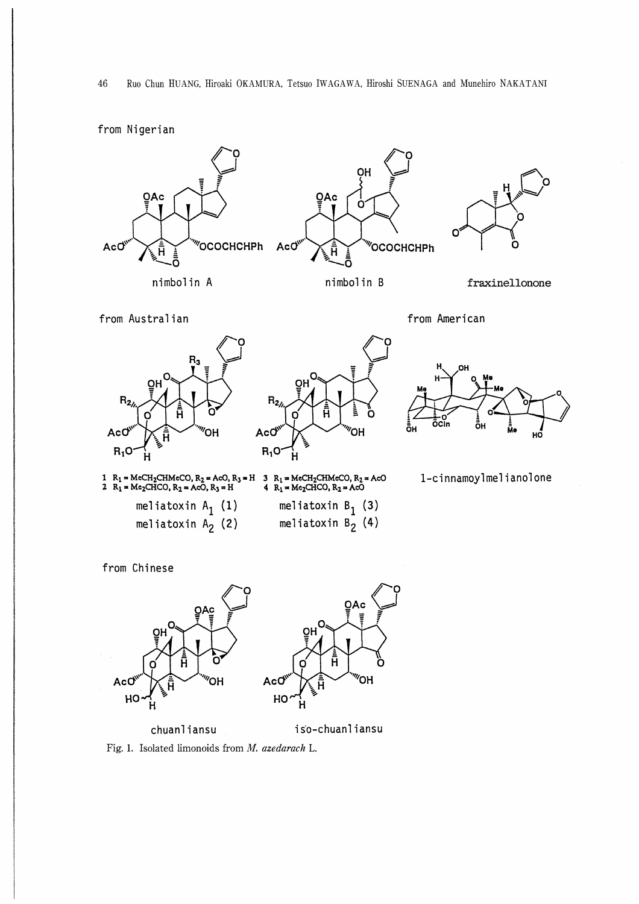from Nigerian

nimbolin A

nimbolin B

fraxinellonone

from Australian

from American

1 $R_1$ = $MeCH_2CHMeCO$, $R_2$ = AcO, $R_3$ = H
2 $R_1$ = $Me_2CHCO$, $R_2$ = AcO, $R_3$ = H

3 $R_1$ = $MeCH_2CHMeCO$, $R_2$ = AcO
4 $R_1$ = $Me_2CHCO$, $R_2$ = AcO

meliatoxin $A_1$ (1)
meliatoxin $A_2$ (2)

meliatoxin $B_1$ (3)
meliatoxin $B_2$ (4)

1-cinnamoylmelianolone

from Chinese

chuanliansu

iso-chuanliansu

Fig. 1. Isolated limonoids from *M. azedarach* L.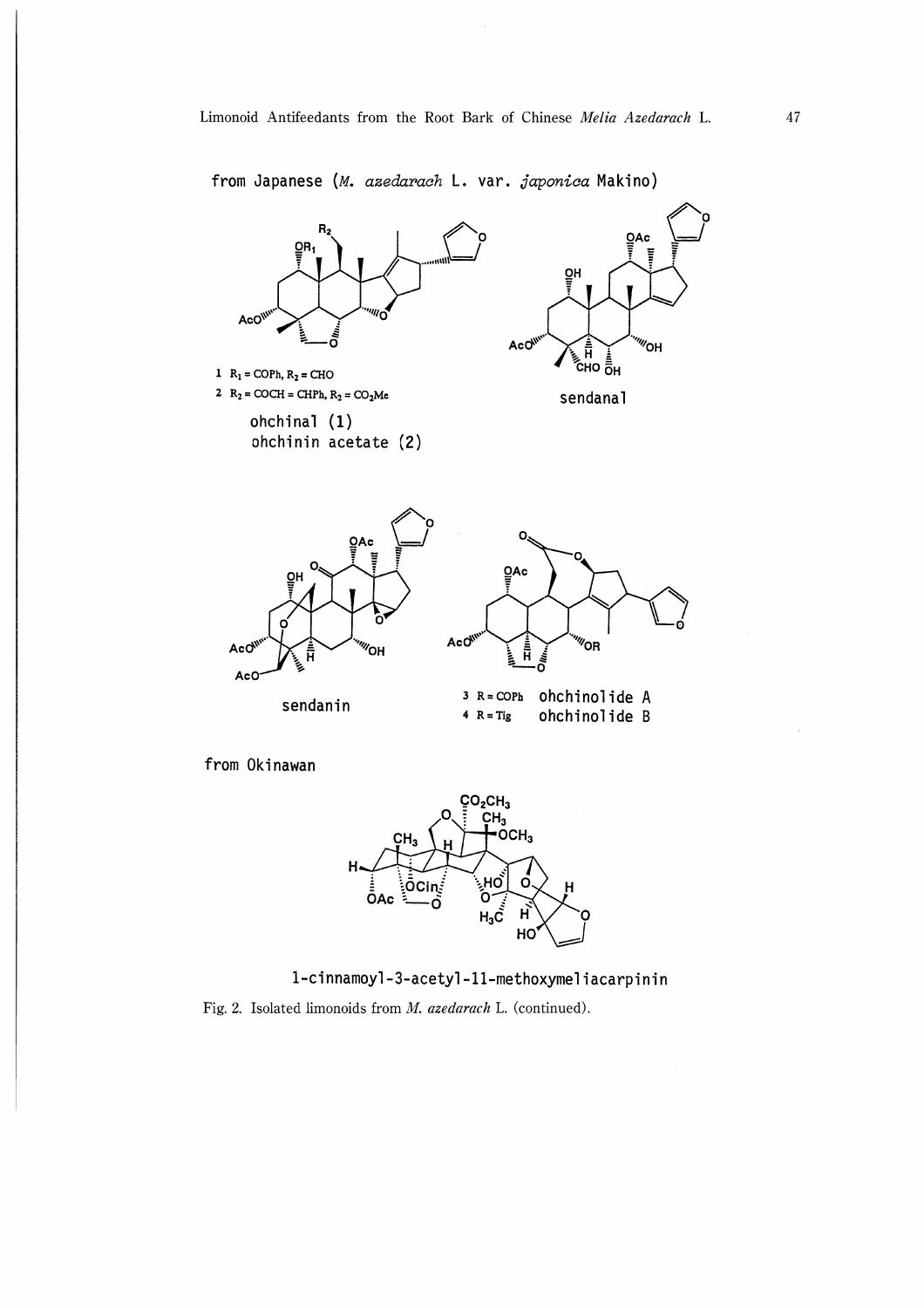from Japanese (*M. azedarach* L. var. *japonica* Makino)

1 $R_1$ = COPh, $R_2$ = CHO

2 $R_2$ = COCH = CHPh, $R_2$ = $CO_2Me$

ohchinal (1)

ohchinin acetate (2)

sendanal

sendanin

3 R = COPh ohchinolide A

4 R = Tig ohchinolide B

from Okinawan

1-cinnamoyl-3-acetyl-11-methoxymeliacarpinin

Fig. 2. Isolated limonoids from *M. azedarach* L. (continued).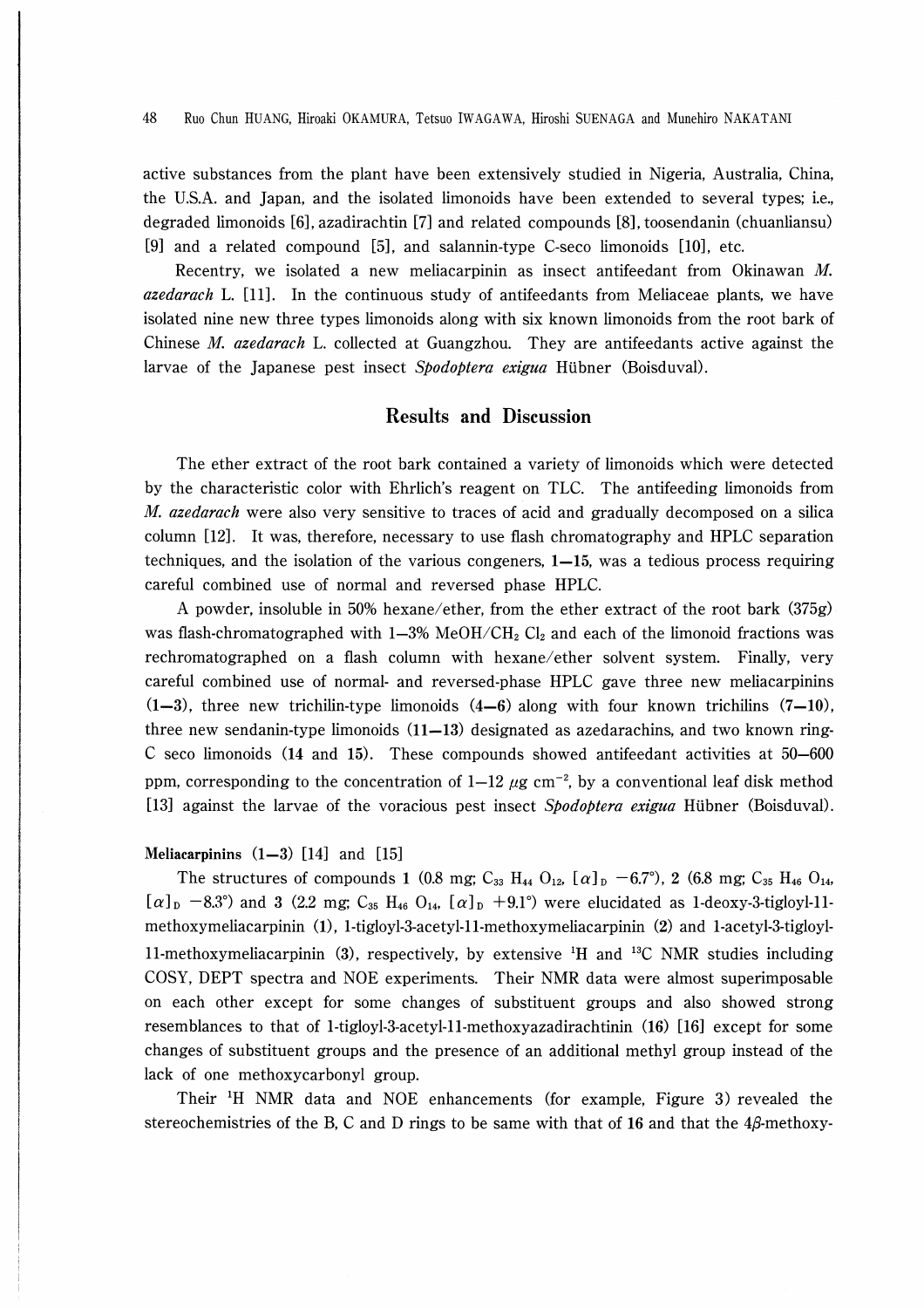active substances from the plant have been extensively studied in Nigeria, Australia, China, the U.S.A. and Japan, and the isolated limonoids have been extended to several types; i.e., degraded limonoids [6], azadirachtin [7] and related compounds [8], toosendanin (chuanliansu) [9] and a related compound [5], and salannin-type C-seco limonoids [10], etc.

Recentry, we isolated a new meliacarpinin as insect antifeedant from Okinawan *M. azedarach* L. [11]. In the continuous study of antifeedants from Meliaceae plants, we have isolated nine new three types limonoids along with six known limonoids from the root bark of Chinese *M. azedarach* L. collected at Guangzhou. They are antifeedants active against the larvae of the Japanese pest insect *Spodoptera exigua* Hübner (Boisduval).

## Results and Discussion

The ether extract of the root bark contained a variety of limonoids which were detected by the characteristic color with Ehrlich's reagent on TLC. The antifeeding limonoids from *M. azedarach* were also very sensitive to traces of acid and gradually decomposed on a silica column [12]. It was, therefore, necessary to use flash chromatography and HPLC separation techniques, and the isolation of the various congeners, **1**—**15**, was a tedious process requiring careful combined use of normal and reversed phase HPLC.

A powder, insoluble in 50% hexane/ether, from the ether extract of the root bark (375g) was flash-chromatographed with 1—3% MeOH/$CH_2Cl_2$ and each of the limonoid fractions was rechromatographed on a flash column with hexane/ether solvent system. Finally, very careful combined use of normal- and reversed-phase HPLC gave three new meliacarpinins (**1**—**3**), three new trichilin-type limonoids (**4**—**6**) along with four known trichilins (**7**—**10**), three new sendanin-type limonoids (**11**—**13**) designated as azedarachins, and two known ring-C seco limonoids (**14** and **15**). These compounds showed antifeedant activities at 50—600 ppm, corresponding to the concentration of 1—12 $\mu g\ cm^{-2}$, by a conventional leaf disk method [13] against the larvae of the voracious pest insect *Spodoptera exigua* Hübner (Boisduval).

### Meliacarpinins (1—3) [14] and [15]

The structures of compounds **1** (0.8 mg; $C_{33}H_{44}O_{12}$, $[\alpha]_D$ −6.7°), **2** (6.8 mg; $C_{35}H_{46}O_{14}$, $[\alpha]_D$ −8.3°) and **3** (2.2 mg; $C_{35}H_{46}O_{14}$, $[\alpha]_D$ +9.1°) were elucidated as 1-deoxy-3-tigloyl-11-methoxymeliacarpinin (**1**), 1-tigloyl-3-acetyl-11-methoxymeliacarpinin (**2**) and 1-acetyl-3-tigloyl-11-methoxymeliacarpinin (**3**), respectively, by extensive $^1H$ and $^{13}C$ NMR studies including COSY, DEPT spectra and NOE experiments. Their NMR data were almost superimposable on each other except for some changes of substituent groups and also showed strong resemblances to that of 1-tigloyl-3-acetyl-11-methoxyazadirachtinin (**16**) [16] except for some changes of substituent groups and the presence of an additional methyl group instead of the lack of one methoxycarbonyl group.

Their $^1H$ NMR data and NOE enhancements (for example, Figure 3) revealed the stereochemistries of the B, C and D rings to be same with that of **16** and that the 4$\beta$-methoxy-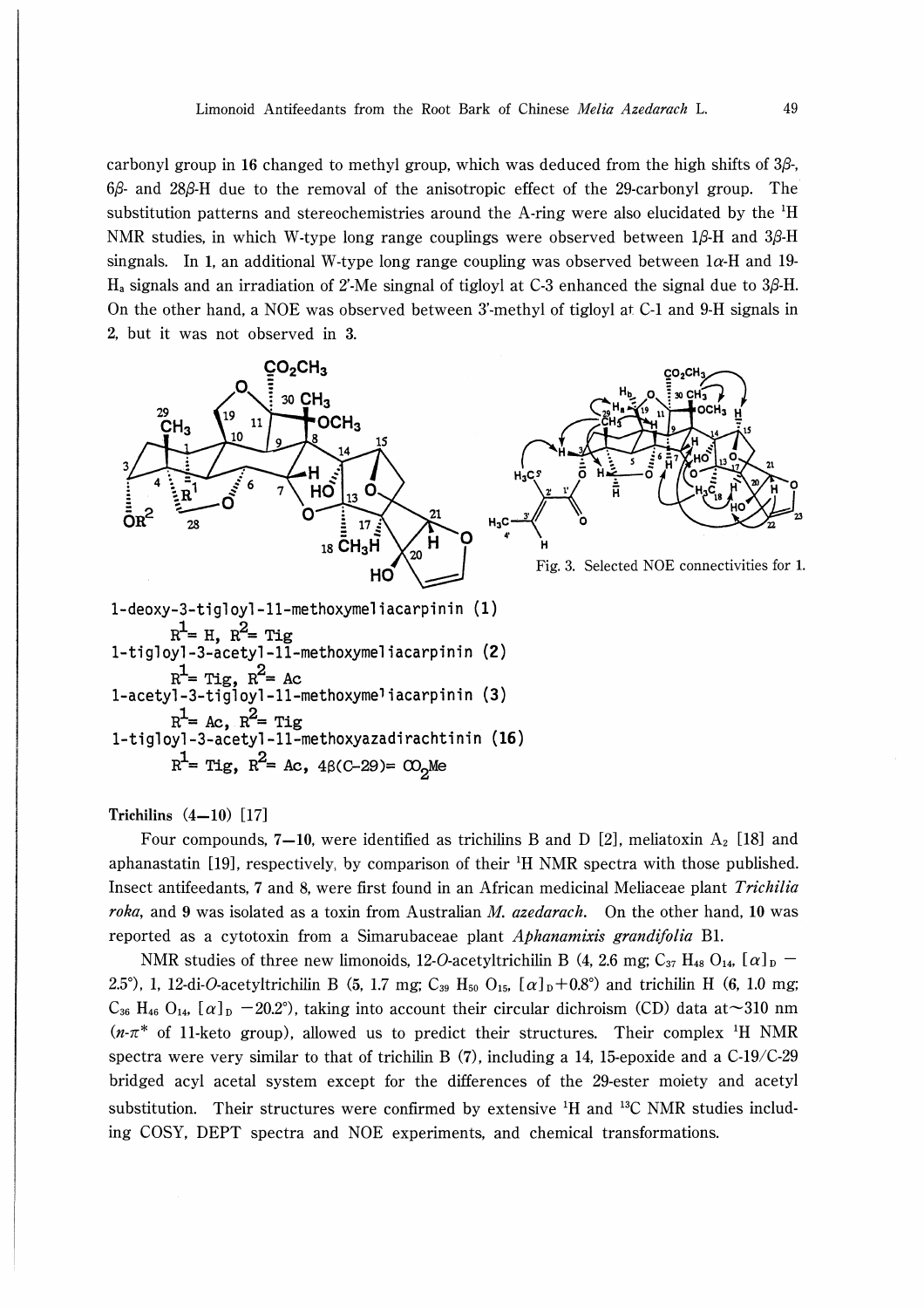carbonyl group in **16** changed to methyl group, which was deduced from the high shifts of 3β-, 6β- and 28β-H due to the removal of the anisotropic effect of the 29-carbonyl group. The substitution patterns and stereochemistries around the A-ring were also elucidated by the $^1$H NMR studies, in which W-type long range couplings were observed between 1β-H and 3β-H singnals. In **1**, an additional W-type long range coupling was observed between 1α-H and 19-$H_a$ signals and an irradiation of 2'-Me singnal of tigloyl at C-3 enhanced the signal due to 3β-H. On the other hand, a NOE was observed between 3'-methyl of tigloyl at C-1 and 9-H signals in **2**, but it was not observed in **3**.

1-deoxy-3-tigloyl-11-methoxymeliacarpinin (**1**)
$R^1$= H, $R^2$= Tig

1-tigloyl-3-acetyl-11-methoxymeliacarpinin (**2**)
$R^1$= Tig, $R^2$= Ac

1-acetyl-3-tigloyl-11-methoxymeliacarpinin (**3**)
$R^1$= Ac, $R^2$= Tig

1-tigloyl-3-acetyl-11-methoxyazadirachtinin (**16**)
$R^1$= Tig, $R^2$= Ac, 4β(C-29)= $CO_2Me$

Fig. 3. Selected NOE connectivities for **1**.

**Trichilins (4—10)** [17]

Four compounds, **7—10**, were identified as trichilins B and D [2], meliatoxin $A_2$ [18] and aphanastatin [19], respectively, by comparison of their $^1$H NMR spectra with those published. Insect antifeedants, **7** and **8**, were first found in an African medicinal Meliaceae plant *Trichilia roka*, and **9** was isolated as a toxin from Australian *M. azedarach*. On the other hand, **10** was reported as a cytotoxin from a Simarubaceae plant *Aphanamixis grandifolia* Bl.

NMR studies of three new limonoids, 12-*O*-acetyltrichilin B (**4**, 2.6 mg; $C_{37}H_{48}O_{14}$, $[\alpha]_D$ −2.5°), 1, 12-di-*O*-acetyltrichilin B (**5**, 1.7 mg; $C_{39}H_{50}O_{15}$, $[\alpha]_D$+0.8°) and trichilin H (**6**, 1.0 mg; $C_{36}H_{46}O_{14}$, $[\alpha]_D$ −20.2°), taking into account their circular dichroism (CD) data at~310 nm ($n$-$\pi^*$ of 11-keto group), allowed us to predict their structures. Their complex $^1$H NMR spectra were very similar to that of trichilin B (**7**), including a 14, 15-epoxide and a C-19/C-29 bridged acyl acetal system except for the differences of the 29-ester moiety and acetyl substitution. Their structures were confirmed by extensive $^1$H and $^{13}$C NMR studies including COSY, DEPT spectra and NOE experiments, and chemical transformations.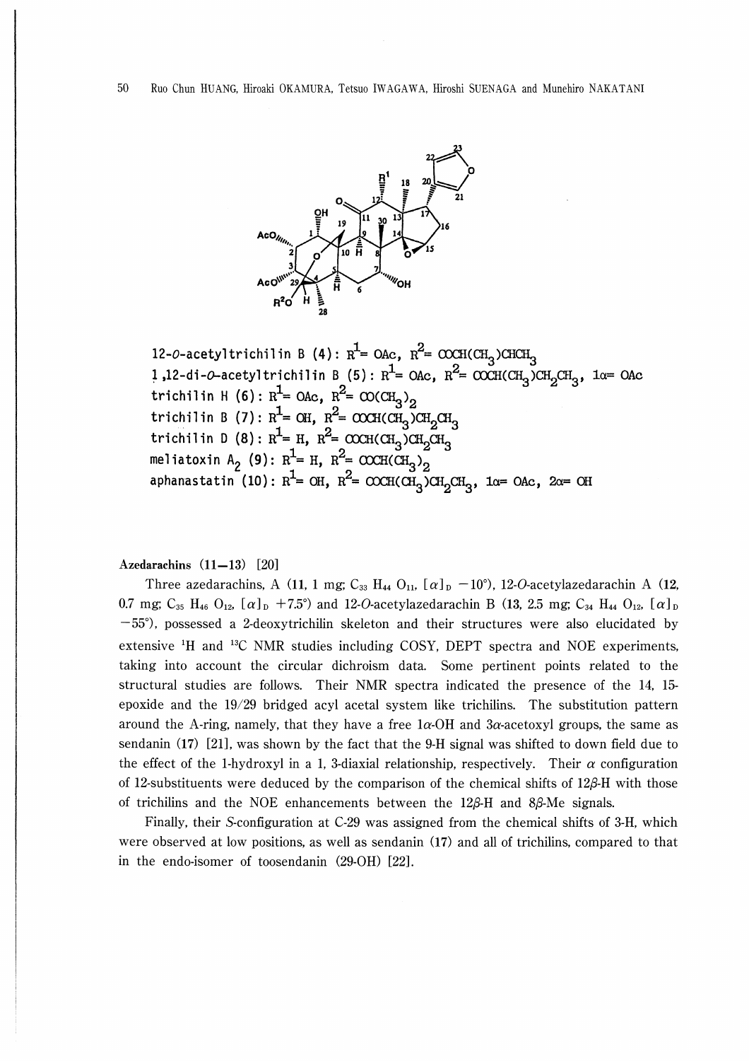12-*O*-acetyltrichilin B (4): $R^1$= OAc, $R^2$= COCH(CH$_3$)CHCH$_3$

1,12-di-*O*-acetyltrichilin B (5): $R^1$= OAc, $R^2$= COCH(CH$_3$)CH$_2$CH$_3$, 1α= OAc

trichilin H (6): $R^1$= OAc, $R^2$= CO(CH$_3$)$_2$

trichilin B (7): $R^1$= OH, $R^2$= COCH(CH$_3$)CH$_2$CH$_3$

trichilin D (8): $R^1$= H, $R^2$= COCH(CH$_3$)CH$_2$CH$_3$

meliatoxin A$_2$ (9): $R^1$= H, $R^2$= COCH(CH$_3$)$_2$

aphanastatin (10): $R^1$= OH, $R^2$= COCH(CH$_3$)CH$_2$CH$_3$, 1α= OAc, 2α= OH

**Azedarachins (11—13)** [20]

Three azedarachins, A (**11**, 1 mg; $C_{33}H_{44}O_{11}$, $[\alpha]_D$ −10°), 12-*O*-acetylazedarachin A (**12**, 0.7 mg; $C_{35}H_{46}O_{12}$, $[\alpha]_D$ +7.5°) and 12-*O*-acetylazedarachin B (**13**, 2.5 mg; $C_{34}H_{44}O_{12}$, $[\alpha]_D$ −55°), possessed a 2-deoxytrichilin skeleton and their structures were also elucidated by extensive $^1$H and $^{13}$C NMR studies including COSY, DEPT spectra and NOE experiments, taking into account the circular dichroism data. Some pertinent points related to the structural studies are follows. Their NMR spectra indicated the presence of the 14, 15-epoxide and the 19/29 bridged acyl acetal system like trichilins. The substitution pattern around the A-ring, namely, that they have a free 1α-OH and 3α-acetoxyl groups, the same as sendanin (**17**) [21], was shown by the fact that the 9-H signal was shifted to down field due to the effect of the 1-hydroxyl in a 1, 3-diaxial relationship, respectively. Their α configuration of 12-substituents were deduced by the comparison of the chemical shifts of 12β-H with those of trichilins and the NOE enhancements between the 12β-H and 8β-Me signals.

Finally, their *S*-configuration at C-29 was assigned from the chemical shifts of 3-H, which were observed at low positions, as well as sendanin (**17**) and all of trichilins, compared to that in the endo-isomer of toosendanin (29-OH) [22].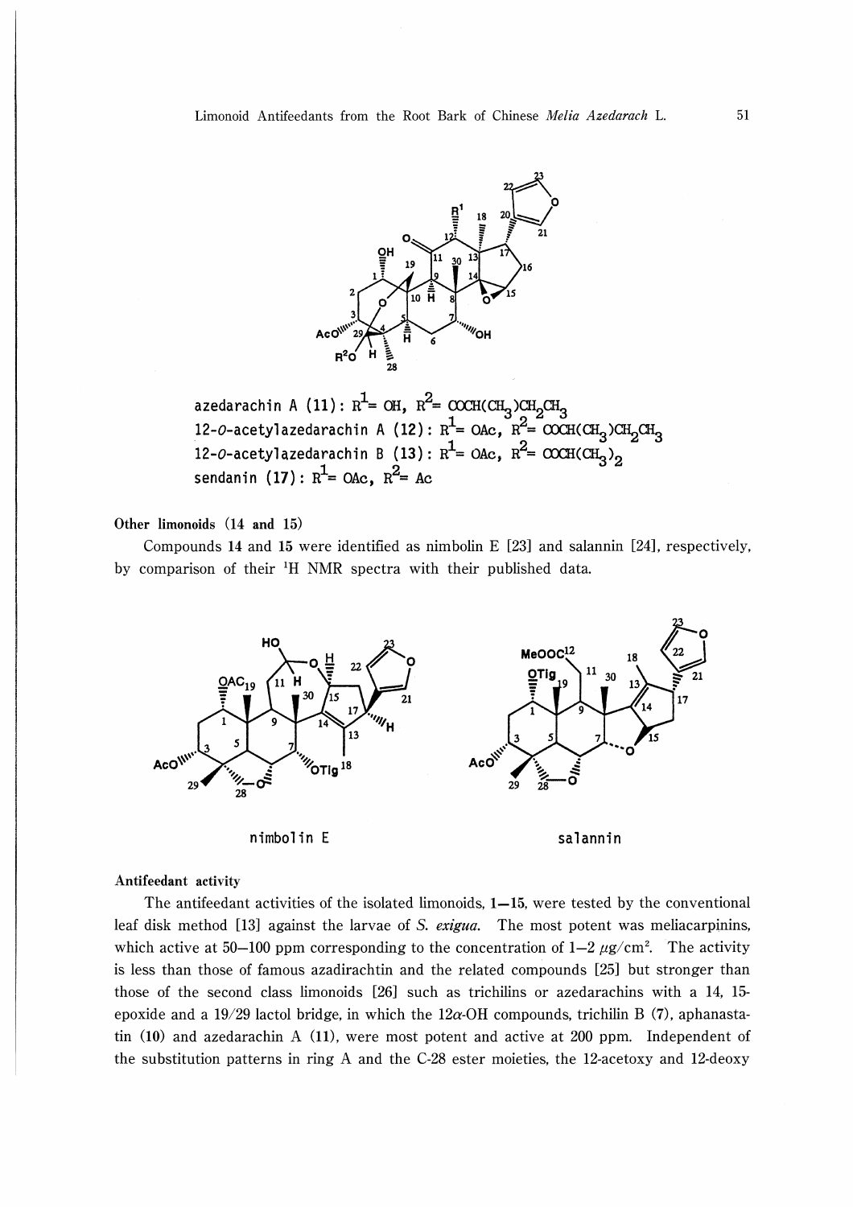azedarachin A (11): $R^1$= OH, $R^2$= $COCH(CH_3)CH_2CH_3$

12-*O*-acetylazedarachin A (12): $R^1$= OAc, $R^2$= $COCH(CH_3)CH_2CH_3$

12-*O*-acetylazedarachin B (13): $R^1$= OAc, $R^2$= $COCH(CH_3)_2$

sendanin (17): $R^1$= OAc, $R^2$= Ac

**Other limonoids (14 and 15)**

Compounds **14** and **15** were identified as nimbolin E [23] and salannin [24], respectively, by comparison of their $^1H$ NMR spectra with their published data.

nimbolin E

salannin

**Antifeedant activity**

The antifeedant activities of the isolated limonoids, **1**—**15**, were tested by the conventional leaf disk method [13] against the larvae of *S. exigua*. The most potent was meliacarpinins, which active at 50—100 ppm corresponding to the concentration of 1—2 $\mu g/cm^2$. The activity is less than those of famous azadirachtin and the related compounds [25] but stronger than those of the second class limonoids [26] such as trichilins or azedarachins with a 14, 15-epoxide and a 19/29 lactol bridge, in which the 12$\alpha$-OH compounds, trichilin B (**7**), aphanastatin (**10**) and azedarachin A (**11**), were most potent and active at 200 ppm. Independent of the substitution patterns in ring A and the C-28 ester moieties, the 12-acetoxy and 12-deoxy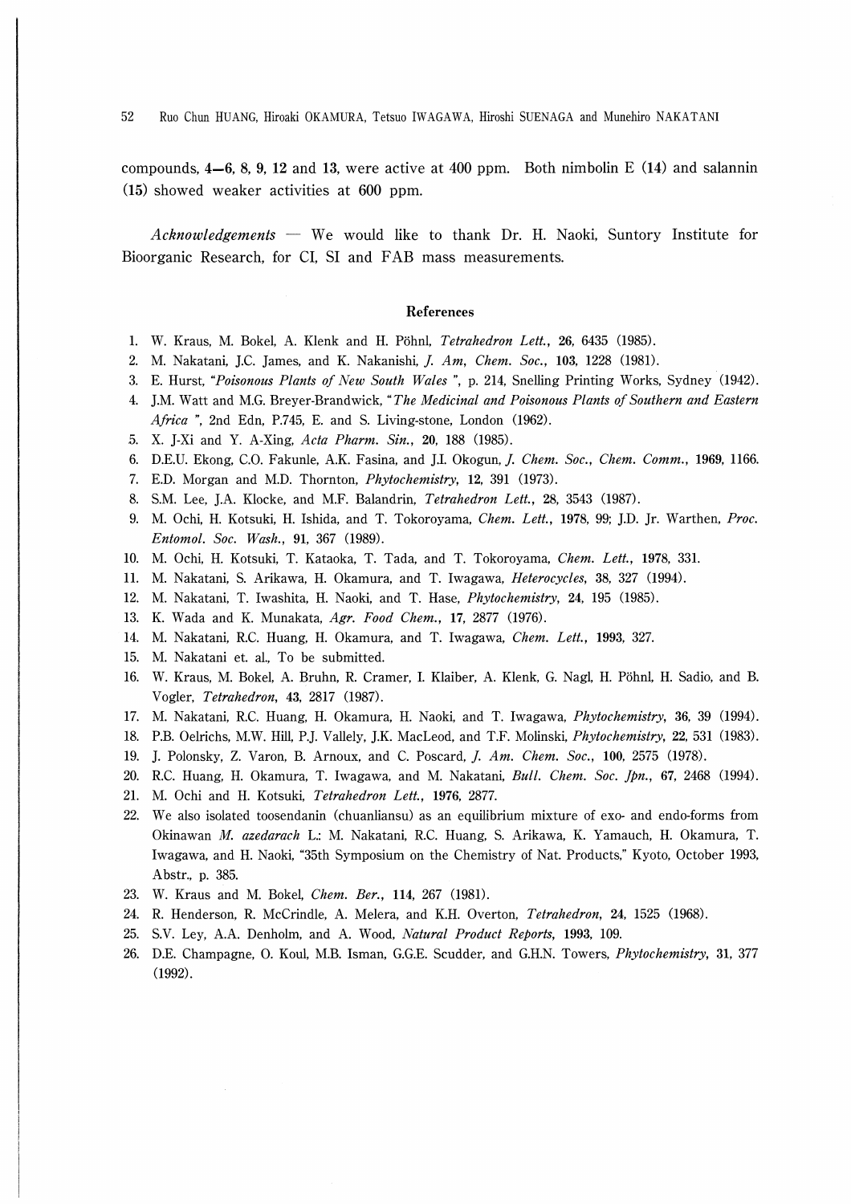compounds, **4–6**, **8**, **9**, **12** and **13**, were active at 400 ppm. Both nimbolin E (**14**) and salannin (**15**) showed weaker activities at 600 ppm.

*Acknowledgements* — We would like to thank Dr. H. Naoki, Suntory Institute for Bioorganic Research, for CI, SI and FAB mass measurements.

## References

1. W. Kraus, M. Bokel, A. Klenk and H. Pöhnl, *Tetrahedron Lett.*, **26**, 6435 (1985).
2. M. Nakatani, J.C. James, and K. Nakanishi, *J. Am, Chem. Soc.*, **103**, 1228 (1981).
3. E. Hurst, *"Poisonous Plants of New South Wales"*, p. 214, Snelling Printing Works, Sydney (1942).
4. J.M. Watt and M.G. Breyer-Brandwick, *"The Medicinal and Poisonous Plants of Southern and Eastern Africa"*, 2nd Edn, P.745, E. and S. Living-stone, London (1962).
5. X. J-Xi and Y. A-Xing, *Acta Pharm. Sin.*, **20**, 188 (1985).
6. D.E.U. Ekong, C.O. Fakunle, A.K. Fasina, and J.I. Okogun, *J. Chem. Soc., Chem. Comm.*, **1969**, 1166.
7. E.D. Morgan and M.D. Thornton, *Phytochemistry*, **12**, 391 (1973).
8. S.M. Lee, J.A. Klocke, and M.F. Balandrin, *Tetrahedron Lett.*, **28**, 3543 (1987).
9. M. Ochi, H. Kotsuki, H. Ishida, and T. Tokoroyama, *Chem. Lett.*, **1978**, 99; J.D. Jr. Warthen, *Proc. Entomol. Soc. Wash.*, **91**, 367 (1989).
10. M. Ochi, H. Kotsuki, T. Kataoka, T. Tada, and T. Tokoroyama, *Chem. Lett.*, **1978**, 331.
11. M. Nakatani, S. Arikawa, H. Okamura, and T. Iwagawa, *Heterocycles*, **38**, 327 (1994).
12. M. Nakatani, T. Iwashita, H. Naoki, and T. Hase, *Phytochemistry*, **24**, 195 (1985).
13. K. Wada and K. Munakata, *Agr. Food Chem.*, **17**, 2877 (1976).
14. M. Nakatani, R.C. Huang, H. Okamura, and T. Iwagawa, *Chem. Lett.*, **1993**, 327.
15. M. Nakatani et. al., To be submitted.
16. W. Kraus, M. Bokel, A. Bruhn, R. Cramer, I. Klaiber, A. Klenk, G. Nagl, H. Pöhnl, H. Sadio, and B. Vogler, *Tetrahedron*, **43**, 2817 (1987).
17. M. Nakatani, R.C. Huang, H. Okamura, H. Naoki, and T. Iwagawa, *Phytochemistry*, **36**, 39 (1994).
18. P.B. Oelrichs, M.W. Hill, P.J. Vallely, J.K. MacLeod, and T.F. Molinski, *Phytochemistry*, **22**, 531 (1983).
19. J. Polonsky, Z. Varon, B. Arnoux, and C. Poscard, *J. Am. Chem. Soc.*, **100**, 2575 (1978).
20. R.C. Huang, H. Okamura, T. Iwagawa, and M. Nakatani, *Bull. Chem. Soc. Jpn.*, **67**, 2468 (1994).
21. M. Ochi and H. Kotsuki, *Tetrahedron Lett.*, **1976**, 2877.
22. We also isolated toosendanin (chuanliansu) as an equilibrium mixture of exo- and endo-forms from Okinawan *M. azedarach* L.: M. Nakatani, R.C. Huang, S. Arikawa, K. Yamauch, H. Okamura, T. Iwagawa, and H. Naoki, "35th Symposium on the Chemistry of Nat. Products," Kyoto, October 1993, Abstr., p. 385.
23. W. Kraus and M. Bokel, *Chem. Ber.*, **114**, 267 (1981).
24. R. Henderson, R. McCrindle, A. Melera, and K.H. Overton, *Tetrahedron*, **24**, 1525 (1968).
25. S.V. Ley, A.A. Denholm, and A. Wood, *Natural Product Reports*, **1993**, 109.
26. D.E. Champagne, O. Koul, M.B. Isman, G.G.E. Scudder, and G.H.N. Towers, *Phytochemistry*, **31**, 377 (1992).